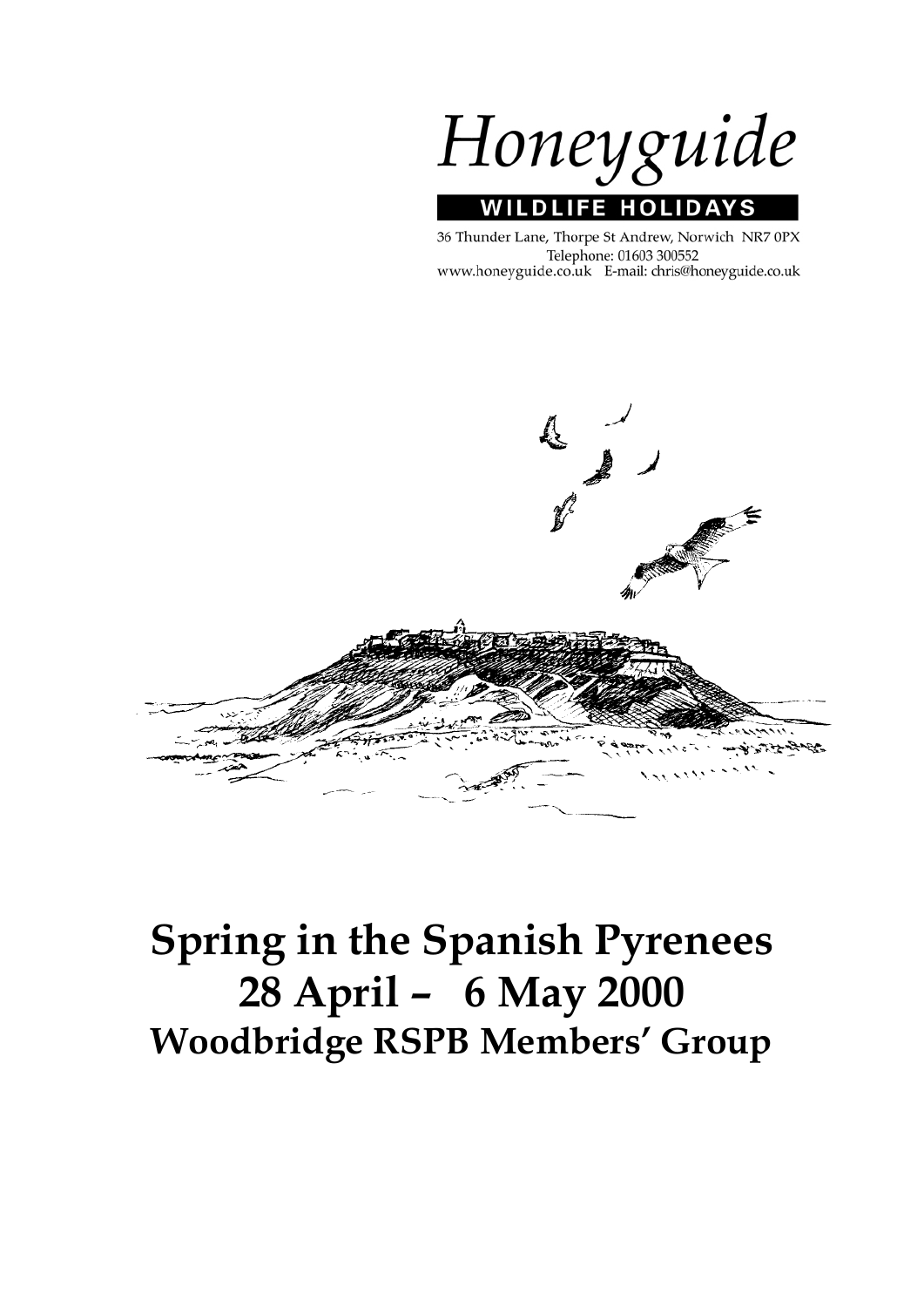# Honeyguide

**WILDLIFE HOLIDAYS**

36 Thunder Lane, Thorpe St Andrew, Norwich NR7 0PX
Telephone: 01603 300552
www.honeyguide.co.uk E-mail: chris@honeyguide.co.uk

# Spring in the Spanish Pyrenees
# 28 April – 6 May 2000
## Woodbridge RSPB Members' Group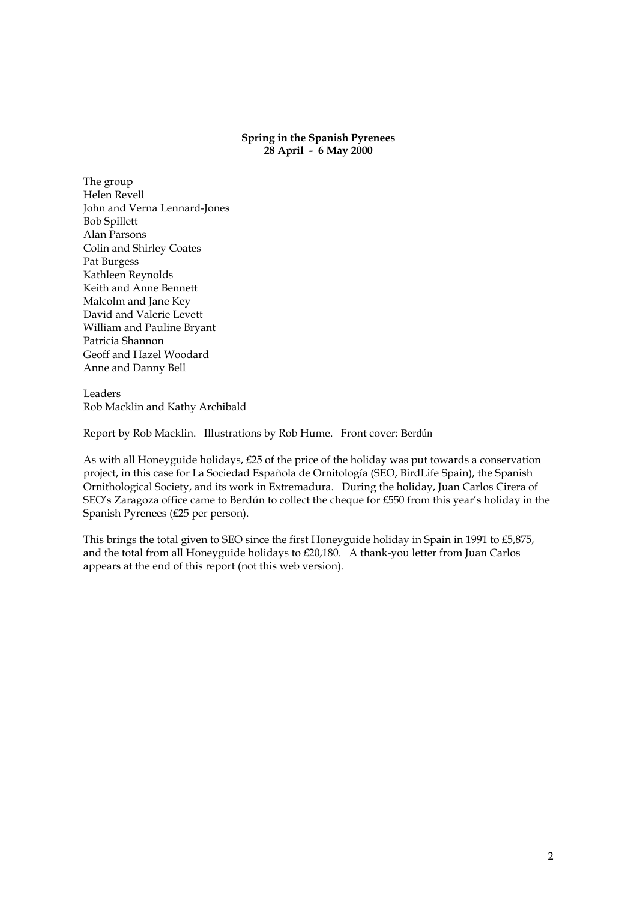**Spring in the Spanish Pyrenees**
**28 April - 6 May 2000**

<u>The group</u>
Helen Revell
John and Verna Lennard-Jones
Bob Spillett
Alan Parsons
Colin and Shirley Coates
Pat Burgess
Kathleen Reynolds
Keith and Anne Bennett
Malcolm and Jane Key
David and Valerie Levett
William and Pauline Bryant
Patricia Shannon
Geoff and Hazel Woodard
Anne and Danny Bell

<u>Leaders</u>
Rob Macklin and Kathy Archibald

Report by Rob Macklin. Illustrations by Rob Hume. Front cover: Berdún

As with all Honeyguide holidays, £25 of the price of the holiday was put towards a conservation project, in this case for La Sociedad Española de Ornitología (SEO, BirdLife Spain), the Spanish Ornithological Society, and its work in Extremadura. During the holiday, Juan Carlos Cirera of SEO's Zaragoza office came to Berdún to collect the cheque for £550 from this year's holiday in the Spanish Pyrenees (£25 per person).

This brings the total given to SEO since the first Honeyguide holiday in Spain in 1991 to £5,875, and the total from all Honeyguide holidays to £20,180. A thank-you letter from Juan Carlos appears at the end of this report (not this web version).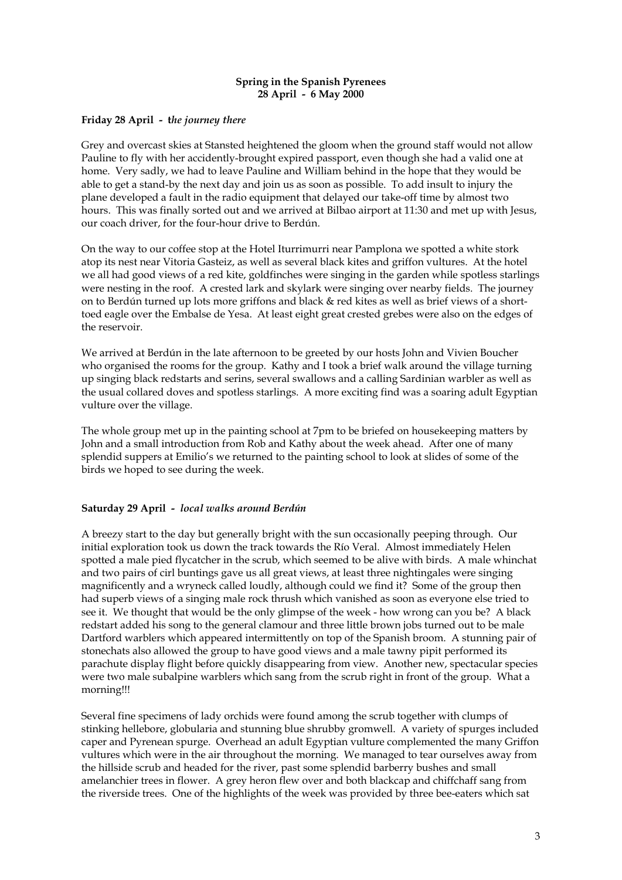**Spring in the Spanish Pyrenees**
**28 April - 6 May 2000**

**Friday 28 April - t*he journey there***

Grey and overcast skies at Stansted heightened the gloom when the ground staff would not allow Pauline to fly with her accidently-brought expired passport, even though she had a valid one at home. Very sadly, we had to leave Pauline and William behind in the hope that they would be able to get a stand-by the next day and join us as soon as possible. To add insult to injury the plane developed a fault in the radio equipment that delayed our take-off time by almost two hours. This was finally sorted out and we arrived at Bilbao airport at 11:30 and met up with Jesus, our coach driver, for the four-hour drive to Berdún.

On the way to our coffee stop at the Hotel Iturrimurri near Pamplona we spotted a white stork atop its nest near Vitoria Gasteiz, as well as several black kites and griffon vultures. At the hotel we all had good views of a red kite, goldfinches were singing in the garden while spotless starlings were nesting in the roof. A crested lark and skylark were singing over nearby fields. The journey on to Berdún turned up lots more griffons and black & red kites as well as brief views of a short-toed eagle over the Embalse de Yesa. At least eight great crested grebes were also on the edges of the reservoir.

We arrived at Berdún in the late afternoon to be greeted by our hosts John and Vivien Boucher who organised the rooms for the group. Kathy and I took a brief walk around the village turning up singing black redstarts and serins, several swallows and a calling Sardinian warbler as well as the usual collared doves and spotless starlings. A more exciting find was a soaring adult Egyptian vulture over the village.

The whole group met up in the painting school at 7pm to be briefed on housekeeping matters by John and a small introduction from Rob and Kathy about the week ahead. After one of many splendid suppers at Emilio's we returned to the painting school to look at slides of some of the birds we hoped to see during the week.

**Saturday 29 April - *local walks around Berdún***

A breezy start to the day but generally bright with the sun occasionally peeping through. Our initial exploration took us down the track towards the Río Veral. Almost immediately Helen spotted a male pied flycatcher in the scrub, which seemed to be alive with birds. A male whinchat and two pairs of cirl buntings gave us all great views, at least three nightingales were singing magnificently and a wryneck called loudly, although could we find it? Some of the group then had superb views of a singing male rock thrush which vanished as soon as everyone else tried to see it. We thought that would be the only glimpse of the week - how wrong can you be? A black redstart added his song to the general clamour and three little brown jobs turned out to be male Dartford warblers which appeared intermittently on top of the Spanish broom. A stunning pair of stonechats also allowed the group to have good views and a male tawny pipit performed its parachute display flight before quickly disappearing from view. Another new, spectacular species were two male subalpine warblers which sang from the scrub right in front of the group. What a morning!!!

Several fine specimens of lady orchids were found among the scrub together with clumps of stinking hellebore, globularia and stunning blue shrubby gromwell. A variety of spurges included caper and Pyrenean spurge. Overhead an adult Egyptian vulture complemented the many Griffon vultures which were in the air throughout the morning. We managed to tear ourselves away from the hillside scrub and headed for the river, past some splendid barberry bushes and small amelanchier trees in flower. A grey heron flew over and both blackcap and chiffchaff sang from the riverside trees. One of the highlights of the week was provided by three bee-eaters which sat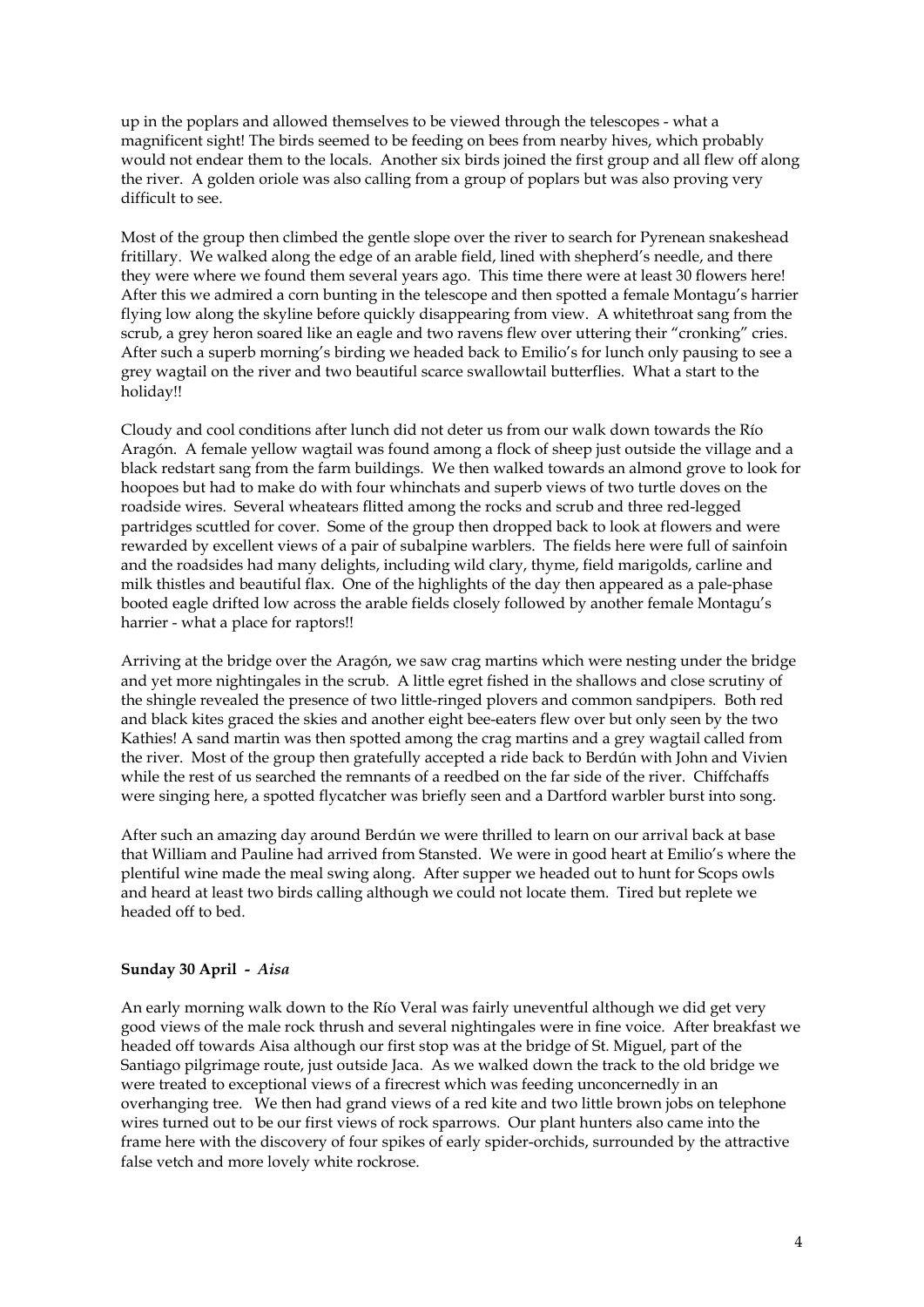up in the poplars and allowed themselves to be viewed through the telescopes - what a magnificent sight! The birds seemed to be feeding on bees from nearby hives, which probably would not endear them to the locals. Another six birds joined the first group and all flew off along the river. A golden oriole was also calling from a group of poplars but was also proving very difficult to see.

Most of the group then climbed the gentle slope over the river to search for Pyrenean snakeshead fritillary. We walked along the edge of an arable field, lined with shepherd's needle, and there they were where we found them several years ago. This time there were at least 30 flowers here! After this we admired a corn bunting in the telescope and then spotted a female Montagu's harrier flying low along the skyline before quickly disappearing from view. A whitethroat sang from the scrub, a grey heron soared like an eagle and two ravens flew over uttering their "cronking" cries. After such a superb morning's birding we headed back to Emilio's for lunch only pausing to see a grey wagtail on the river and two beautiful scarce swallowtail butterflies. What a start to the holiday!!

Cloudy and cool conditions after lunch did not deter us from our walk down towards the Río Aragón. A female yellow wagtail was found among a flock of sheep just outside the village and a black redstart sang from the farm buildings. We then walked towards an almond grove to look for hoopoes but had to make do with four whinchats and superb views of two turtle doves on the roadside wires. Several wheatears flitted among the rocks and scrub and three red-legged partridges scuttled for cover. Some of the group then dropped back to look at flowers and were rewarded by excellent views of a pair of subalpine warblers. The fields here were full of sainfoin and the roadsides had many delights, including wild clary, thyme, field marigolds, carline and milk thistles and beautiful flax. One of the highlights of the day then appeared as a pale-phase booted eagle drifted low across the arable fields closely followed by another female Montagu's harrier - what a place for raptors!!

Arriving at the bridge over the Aragón, we saw crag martins which were nesting under the bridge and yet more nightingales in the scrub. A little egret fished in the shallows and close scrutiny of the shingle revealed the presence of two little-ringed plovers and common sandpipers. Both red and black kites graced the skies and another eight bee-eaters flew over but only seen by the two Kathies! A sand martin was then spotted among the crag martins and a grey wagtail called from the river. Most of the group then gratefully accepted a ride back to Berdún with John and Vivien while the rest of us searched the remnants of a reedbed on the far side of the river. Chiffchaffs were singing here, a spotted flycatcher was briefly seen and a Dartford warbler burst into song.

After such an amazing day around Berdún we were thrilled to learn on our arrival back at base that William and Pauline had arrived from Stansted. We were in good heart at Emilio's where the plentiful wine made the meal swing along. After supper we headed out to hunt for Scops owls and heard at least two birds calling although we could not locate them. Tired but replete we headed off to bed.

**Sunday 30 April -** ***Aisa***

An early morning walk down to the Río Veral was fairly uneventful although we did get very good views of the male rock thrush and several nightingales were in fine voice. After breakfast we headed off towards Aisa although our first stop was at the bridge of St. Miguel, part of the Santiago pilgrimage route, just outside Jaca. As we walked down the track to the old bridge we were treated to exceptional views of a firecrest which was feeding unconcernedly in an overhanging tree. We then had grand views of a red kite and two little brown jobs on telephone wires turned out to be our first views of rock sparrows. Our plant hunters also came into the frame here with the discovery of four spikes of early spider-orchids, surrounded by the attractive false vetch and more lovely white rockrose.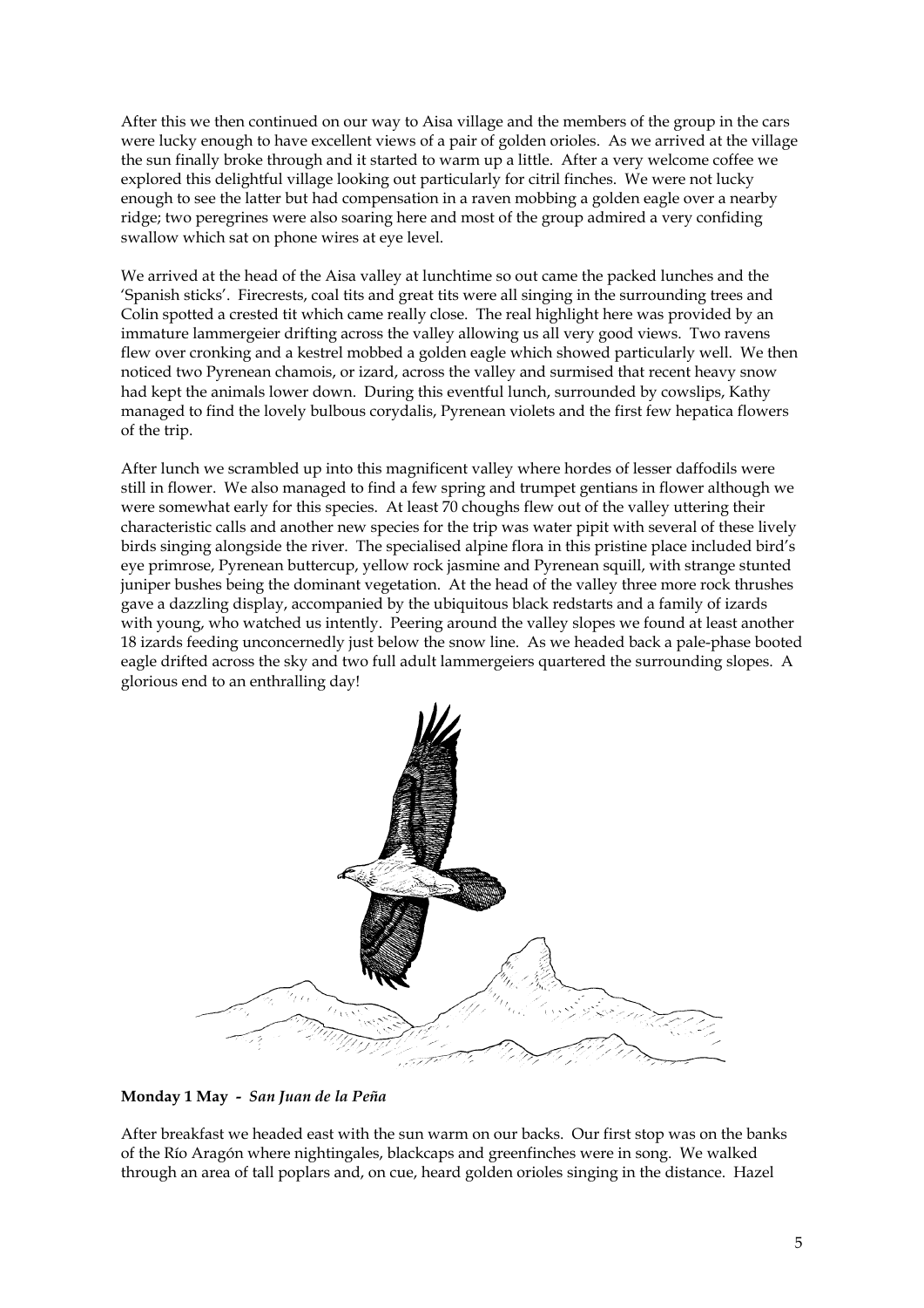After this we then continued on our way to Aisa village and the members of the group in the cars were lucky enough to have excellent views of a pair of golden orioles. As we arrived at the village the sun finally broke through and it started to warm up a little. After a very welcome coffee we explored this delightful village looking out particularly for citril finches. We were not lucky enough to see the latter but had compensation in a raven mobbing a golden eagle over a nearby ridge; two peregrines were also soaring here and most of the group admired a very confiding swallow which sat on phone wires at eye level.

We arrived at the head of the Aisa valley at lunchtime so out came the packed lunches and the 'Spanish sticks'. Firecrests, coal tits and great tits were all singing in the surrounding trees and Colin spotted a crested tit which came really close. The real highlight here was provided by an immature lammergeier drifting across the valley allowing us all very good views. Two ravens flew over cronking and a kestrel mobbed a golden eagle which showed particularly well. We then noticed two Pyrenean chamois, or izard, across the valley and surmised that recent heavy snow had kept the animals lower down. During this eventful lunch, surrounded by cowslips, Kathy managed to find the lovely bulbous corydalis, Pyrenean violets and the first few hepatica flowers of the trip.

After lunch we scrambled up into this magnificent valley where hordes of lesser daffodils were still in flower. We also managed to find a few spring and trumpet gentians in flower although we were somewhat early for this species. At least 70 choughs flew out of the valley uttering their characteristic calls and another new species for the trip was water pipit with several of these lively birds singing alongside the river. The specialised alpine flora in this pristine place included bird's eye primrose, Pyrenean buttercup, yellow rock jasmine and Pyrenean squill, with strange stunted juniper bushes being the dominant vegetation. At the head of the valley three more rock thrushes gave a dazzling display, accompanied by the ubiquitous black redstarts and a family of izards with young, who watched us intently. Peering around the valley slopes we found at least another 18 izards feeding unconcernedly just below the snow line. As we headed back a pale-phase booted eagle drifted across the sky and two full adult lammergeiers quartered the surrounding slopes. A glorious end to an enthralling day!

**Monday 1 May -** ***San Juan de la Peña***

After breakfast we headed east with the sun warm on our backs. Our first stop was on the banks of the Río Aragón where nightingales, blackcaps and greenfinches were in song. We walked through an area of tall poplars and, on cue, heard golden orioles singing in the distance. Hazel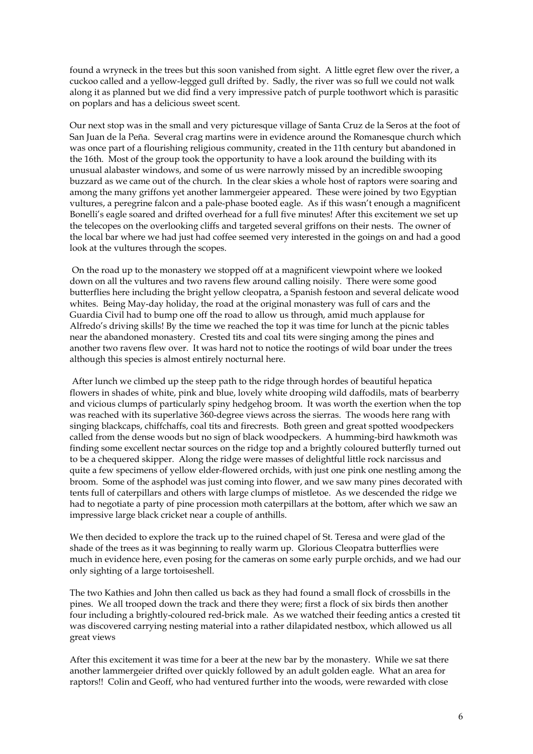found a wryneck in the trees but this soon vanished from sight. A little egret flew over the river, a cuckoo called and a yellow-legged gull drifted by. Sadly, the river was so full we could not walk along it as planned but we did find a very impressive patch of purple toothwort which is parasitic on poplars and has a delicious sweet scent.

Our next stop was in the small and very picturesque village of Santa Cruz de la Seros at the foot of San Juan de la Peña. Several crag martins were in evidence around the Romanesque church which was once part of a flourishing religious community, created in the 11th century but abandoned in the 16th. Most of the group took the opportunity to have a look around the building with its unusual alabaster windows, and some of us were narrowly missed by an incredible swooping buzzard as we came out of the church. In the clear skies a whole host of raptors were soaring and among the many griffons yet another lammergeier appeared. These were joined by two Egyptian vultures, a peregrine falcon and a pale-phase booted eagle. As if this wasn't enough a magnificent Bonelli's eagle soared and drifted overhead for a full five minutes! After this excitement we set up the telecopes on the overlooking cliffs and targeted several griffons on their nests. The owner of the local bar where we had just had coffee seemed very interested in the goings on and had a good look at the vultures through the scopes.

On the road up to the monastery we stopped off at a magnificent viewpoint where we looked down on all the vultures and two ravens flew around calling noisily. There were some good butterflies here including the bright yellow cleopatra, a Spanish festoon and several delicate wood whites. Being May-day holiday, the road at the original monastery was full of cars and the Guardia Civil had to bump one off the road to allow us through, amid much applause for Alfredo's driving skills! By the time we reached the top it was time for lunch at the picnic tables near the abandoned monastery. Crested tits and coal tits were singing among the pines and another two ravens flew over. It was hard not to notice the rootings of wild boar under the trees although this species is almost entirely nocturnal here.

After lunch we climbed up the steep path to the ridge through hordes of beautiful hepatica flowers in shades of white, pink and blue, lovely white drooping wild daffodils, mats of bearberry and vicious clumps of particularly spiny hedgehog broom. It was worth the exertion when the top was reached with its superlative 360-degree views across the sierras. The woods here rang with singing blackcaps, chiffchaffs, coal tits and firecrests. Both green and great spotted woodpeckers called from the dense woods but no sign of black woodpeckers. A humming-bird hawkmoth was finding some excellent nectar sources on the ridge top and a brightly coloured butterfly turned out to be a chequered skipper. Along the ridge were masses of delightful little rock narcissus and quite a few specimens of yellow elder-flowered orchids, with just one pink one nestling among the broom. Some of the asphodel was just coming into flower, and we saw many pines decorated with tents full of caterpillars and others with large clumps of mistletoe. As we descended the ridge we had to negotiate a party of pine procession moth caterpillars at the bottom, after which we saw an impressive large black cricket near a couple of anthills.

We then decided to explore the track up to the ruined chapel of St. Teresa and were glad of the shade of the trees as it was beginning to really warm up. Glorious Cleopatra butterflies were much in evidence here, even posing for the cameras on some early purple orchids, and we had our only sighting of a large tortoiseshell.

The two Kathies and John then called us back as they had found a small flock of crossbills in the pines. We all trooped down the track and there they were; first a flock of six birds then another four including a brightly-coloured red-brick male. As we watched their feeding antics a crested tit was discovered carrying nesting material into a rather dilapidated nestbox, which allowed us all great views

After this excitement it was time for a beer at the new bar by the monastery. While we sat there another lammergeier drifted over quickly followed by an adult golden eagle. What an area for raptors!! Colin and Geoff, who had ventured further into the woods, were rewarded with close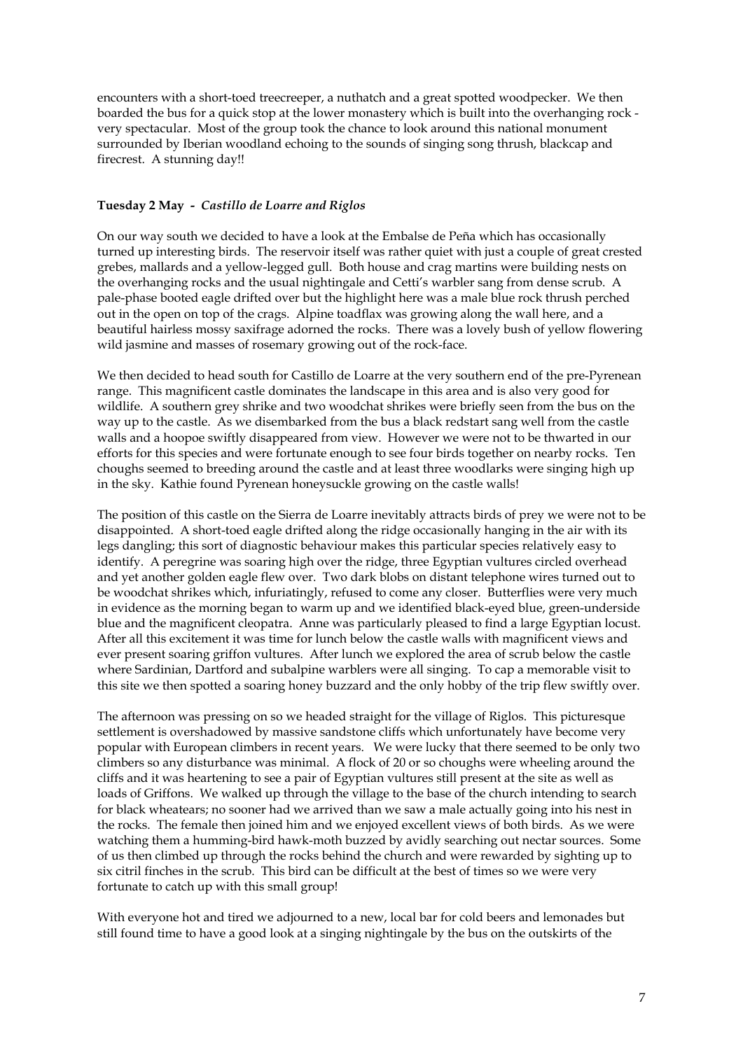encounters with a short-toed treecreeper, a nuthatch and a great spotted woodpecker. We then boarded the bus for a quick stop at the lower monastery which is built into the overhanging rock - very spectacular. Most of the group took the chance to look around this national monument surrounded by Iberian woodland echoing to the sounds of singing song thrush, blackcap and firecrest. A stunning day!!

**Tuesday 2 May -** ***Castillo de Loarre and Riglos***

On our way south we decided to have a look at the Embalse de Peña which has occasionally turned up interesting birds. The reservoir itself was rather quiet with just a couple of great crested grebes, mallards and a yellow-legged gull. Both house and crag martins were building nests on the overhanging rocks and the usual nightingale and Cetti's warbler sang from dense scrub. A pale-phase booted eagle drifted over but the highlight here was a male blue rock thrush perched out in the open on top of the crags. Alpine toadflax was growing along the wall here, and a beautiful hairless mossy saxifrage adorned the rocks. There was a lovely bush of yellow flowering wild jasmine and masses of rosemary growing out of the rock-face.

We then decided to head south for Castillo de Loarre at the very southern end of the pre-Pyrenean range. This magnificent castle dominates the landscape in this area and is also very good for wildlife. A southern grey shrike and two woodchat shrikes were briefly seen from the bus on the way up to the castle. As we disembarked from the bus a black redstart sang well from the castle walls and a hoopoe swiftly disappeared from view. However we were not to be thwarted in our efforts for this species and were fortunate enough to see four birds together on nearby rocks. Ten choughs seemed to breeding around the castle and at least three woodlarks were singing high up in the sky. Kathie found Pyrenean honeysuckle growing on the castle walls!

The position of this castle on the Sierra de Loarre inevitably attracts birds of prey we were not to be disappointed. A short-toed eagle drifted along the ridge occasionally hanging in the air with its legs dangling; this sort of diagnostic behaviour makes this particular species relatively easy to identify. A peregrine was soaring high over the ridge, three Egyptian vultures circled overhead and yet another golden eagle flew over. Two dark blobs on distant telephone wires turned out to be woodchat shrikes which, infuriatingly, refused to come any closer. Butterflies were very much in evidence as the morning began to warm up and we identified black-eyed blue, green-underside blue and the magnificent cleopatra. Anne was particularly pleased to find a large Egyptian locust. After all this excitement it was time for lunch below the castle walls with magnificent views and ever present soaring griffon vultures. After lunch we explored the area of scrub below the castle where Sardinian, Dartford and subalpine warblers were all singing. To cap a memorable visit to this site we then spotted a soaring honey buzzard and the only hobby of the trip flew swiftly over.

The afternoon was pressing on so we headed straight for the village of Riglos. This picturesque settlement is overshadowed by massive sandstone cliffs which unfortunately have become very popular with European climbers in recent years. We were lucky that there seemed to be only two climbers so any disturbance was minimal. A flock of 20 or so choughs were wheeling around the cliffs and it was heartening to see a pair of Egyptian vultures still present at the site as well as loads of Griffons. We walked up through the village to the base of the church intending to search for black wheatears; no sooner had we arrived than we saw a male actually going into his nest in the rocks. The female then joined him and we enjoyed excellent views of both birds. As we were watching them a humming-bird hawk-moth buzzed by avidly searching out nectar sources. Some of us then climbed up through the rocks behind the church and were rewarded by sighting up to six citril finches in the scrub. This bird can be difficult at the best of times so we were very fortunate to catch up with this small group!

With everyone hot and tired we adjourned to a new, local bar for cold beers and lemonades but still found time to have a good look at a singing nightingale by the bus on the outskirts of the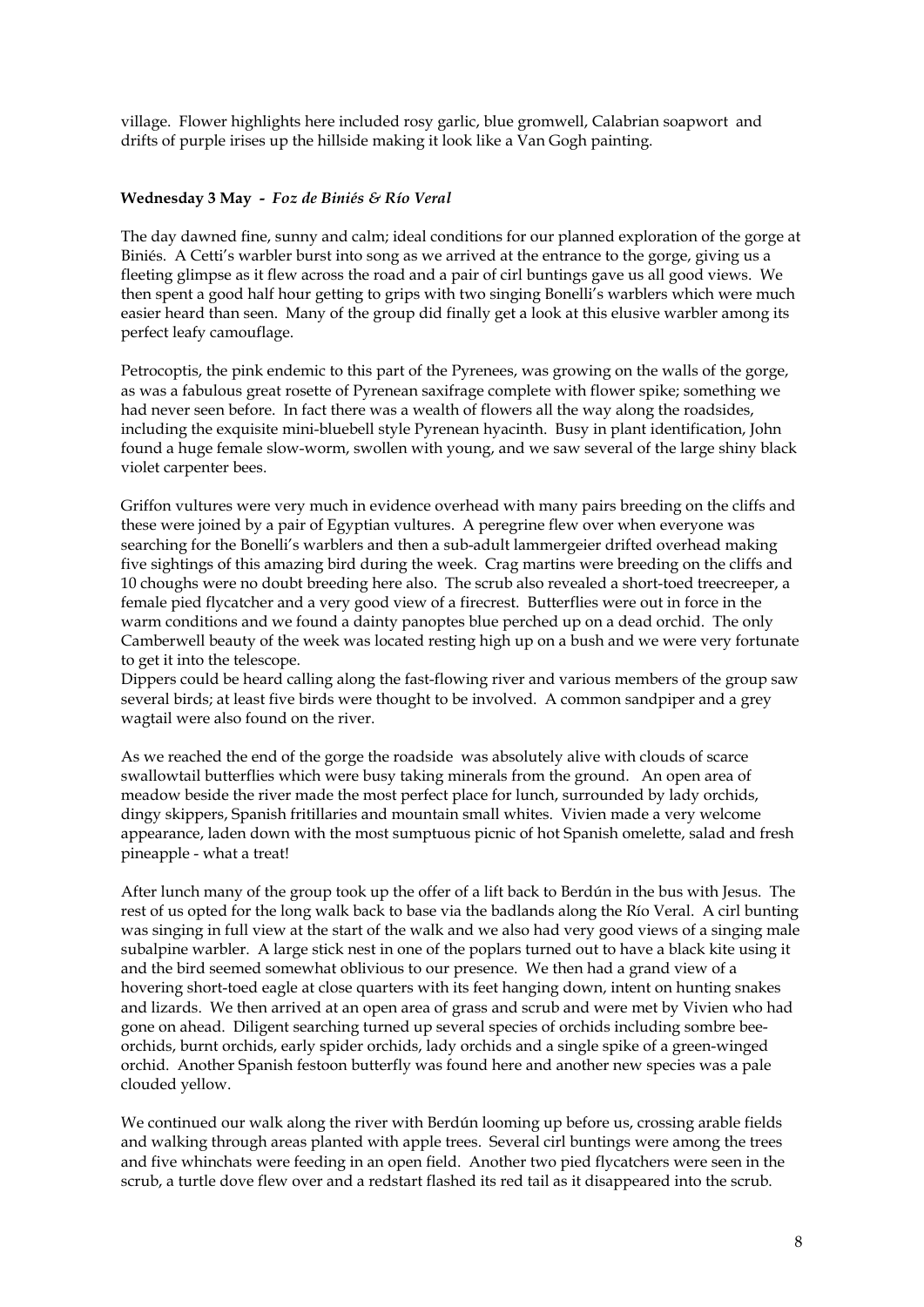village. Flower highlights here included rosy garlic, blue gromwell, Calabrian soapwort and drifts of purple irises up the hillside making it look like a Van Gogh painting.

**Wednesday 3 May** - ***Foz de Biniés & Río Veral***

The day dawned fine, sunny and calm; ideal conditions for our planned exploration of the gorge at Biniés. A Cetti's warbler burst into song as we arrived at the entrance to the gorge, giving us a fleeting glimpse as it flew across the road and a pair of cirl buntings gave us all good views. We then spent a good half hour getting to grips with two singing Bonelli's warblers which were much easier heard than seen. Many of the group did finally get a look at this elusive warbler among its perfect leafy camouflage.

Petrocoptis, the pink endemic to this part of the Pyrenees, was growing on the walls of the gorge, as was a fabulous great rosette of Pyrenean saxifrage complete with flower spike; something we had never seen before. In fact there was a wealth of flowers all the way along the roadsides, including the exquisite mini-bluebell style Pyrenean hyacinth. Busy in plant identification, John found a huge female slow-worm, swollen with young, and we saw several of the large shiny black violet carpenter bees.

Griffon vultures were very much in evidence overhead with many pairs breeding on the cliffs and these were joined by a pair of Egyptian vultures. A peregrine flew over when everyone was searching for the Bonelli's warblers and then a sub-adult lammergeier drifted overhead making five sightings of this amazing bird during the week. Crag martins were breeding on the cliffs and 10 choughs were no doubt breeding here also. The scrub also revealed a short-toed treecreeper, a female pied flycatcher and a very good view of a firecrest. Butterflies were out in force in the warm conditions and we found a dainty panoptes blue perched up on a dead orchid. The only Camberwell beauty of the week was located resting high up on a bush and we were very fortunate to get it into the telescope.
Dippers could be heard calling along the fast-flowing river and various members of the group saw several birds; at least five birds were thought to be involved. A common sandpiper and a grey wagtail were also found on the river.

As we reached the end of the gorge the roadside was absolutely alive with clouds of scarce swallowtail butterflies which were busy taking minerals from the ground. An open area of meadow beside the river made the most perfect place for lunch, surrounded by lady orchids, dingy skippers, Spanish fritillaries and mountain small whites. Vivien made a very welcome appearance, laden down with the most sumptuous picnic of hot Spanish omelette, salad and fresh pineapple - what a treat!

After lunch many of the group took up the offer of a lift back to Berdún in the bus with Jesus. The rest of us opted for the long walk back to base via the badlands along the Río Veral. A cirl bunting was singing in full view at the start of the walk and we also had very good views of a singing male subalpine warbler. A large stick nest in one of the poplars turned out to have a black kite using it and the bird seemed somewhat oblivious to our presence. We then had a grand view of a hovering short-toed eagle at close quarters with its feet hanging down, intent on hunting snakes and lizards. We then arrived at an open area of grass and scrub and were met by Vivien who had gone on ahead. Diligent searching turned up several species of orchids including sombre bee-orchids, burnt orchids, early spider orchids, lady orchids and a single spike of a green-winged orchid. Another Spanish festoon butterfly was found here and another new species was a pale clouded yellow.

We continued our walk along the river with Berdún looming up before us, crossing arable fields and walking through areas planted with apple trees. Several cirl buntings were among the trees and five whinchats were feeding in an open field. Another two pied flycatchers were seen in the scrub, a turtle dove flew over and a redstart flashed its red tail as it disappeared into the scrub.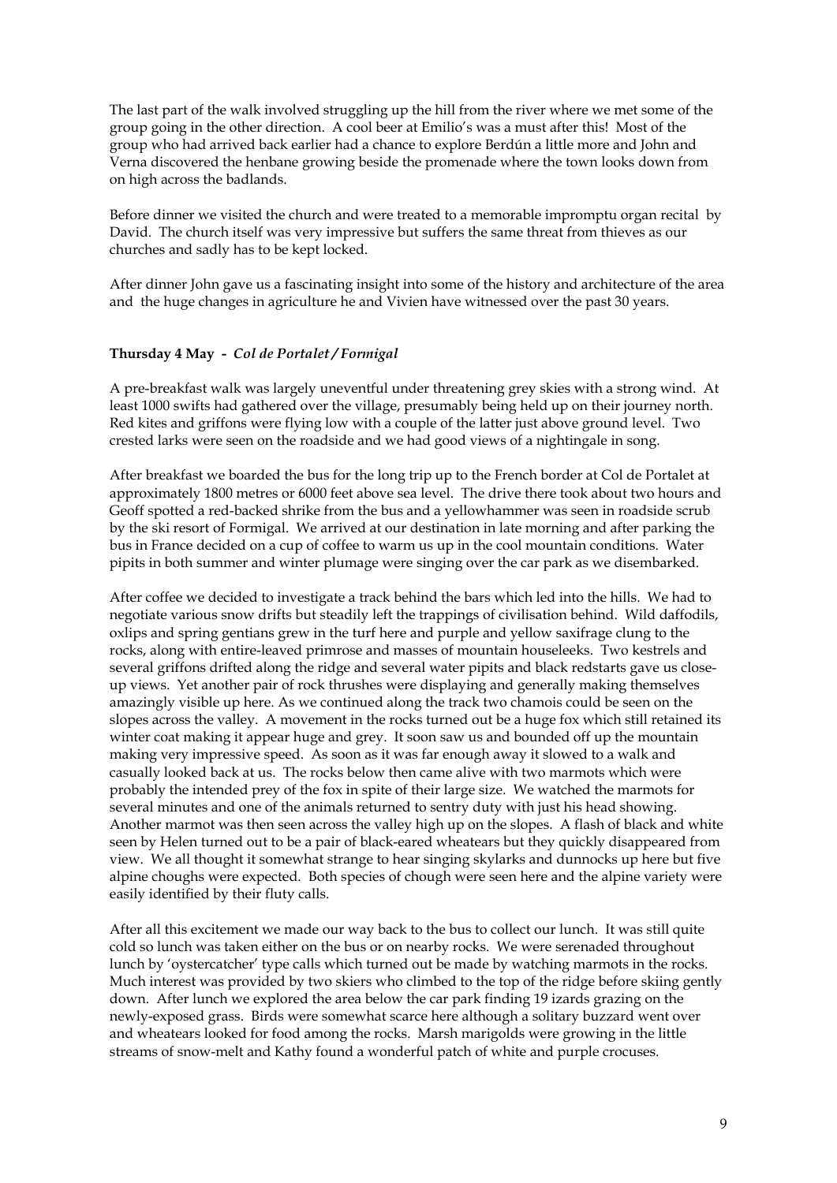The last part of the walk involved struggling up the hill from the river where we met some of the group going in the other direction. A cool beer at Emilio's was a must after this! Most of the group who had arrived back earlier had a chance to explore Berdún a little more and John and Verna discovered the henbane growing beside the promenade where the town looks down from on high across the badlands.

Before dinner we visited the church and were treated to a memorable impromptu organ recital by David. The church itself was very impressive but suffers the same threat from thieves as our churches and sadly has to be kept locked.

After dinner John gave us a fascinating insight into some of the history and architecture of the area and the huge changes in agriculture he and Vivien have witnessed over the past 30 years.

**Thursday 4 May -** ***Col de Portalet / Formigal***

A pre-breakfast walk was largely uneventful under threatening grey skies with a strong wind. At least 1000 swifts had gathered over the village, presumably being held up on their journey north. Red kites and griffons were flying low with a couple of the latter just above ground level. Two crested larks were seen on the roadside and we had good views of a nightingale in song.

After breakfast we boarded the bus for the long trip up to the French border at Col de Portalet at approximately 1800 metres or 6000 feet above sea level. The drive there took about two hours and Geoff spotted a red-backed shrike from the bus and a yellowhammer was seen in roadside scrub by the ski resort of Formigal. We arrived at our destination in late morning and after parking the bus in France decided on a cup of coffee to warm us up in the cool mountain conditions. Water pipits in both summer and winter plumage were singing over the car park as we disembarked.

After coffee we decided to investigate a track behind the bars which led into the hills. We had to negotiate various snow drifts but steadily left the trappings of civilisation behind. Wild daffodils, oxlips and spring gentians grew in the turf here and purple and yellow saxifrage clung to the rocks, along with entire-leaved primrose and masses of mountain houseleeks. Two kestrels and several griffons drifted along the ridge and several water pipits and black redstarts gave us close-up views. Yet another pair of rock thrushes were displaying and generally making themselves amazingly visible up here. As we continued along the track two chamois could be seen on the slopes across the valley. A movement in the rocks turned out be a huge fox which still retained its winter coat making it appear huge and grey. It soon saw us and bounded off up the mountain making very impressive speed. As soon as it was far enough away it slowed to a walk and casually looked back at us. The rocks below then came alive with two marmots which were probably the intended prey of the fox in spite of their large size. We watched the marmots for several minutes and one of the animals returned to sentry duty with just his head showing. Another marmot was then seen across the valley high up on the slopes. A flash of black and white seen by Helen turned out to be a pair of black-eared wheatears but they quickly disappeared from view. We all thought it somewhat strange to hear singing skylarks and dunnocks up here but five alpine choughs were expected. Both species of chough were seen here and the alpine variety were easily identified by their fluty calls.

After all this excitement we made our way back to the bus to collect our lunch. It was still quite cold so lunch was taken either on the bus or on nearby rocks. We were serenaded throughout lunch by 'oystercatcher' type calls which turned out be made by watching marmots in the rocks. Much interest was provided by two skiers who climbed to the top of the ridge before skiing gently down. After lunch we explored the area below the car park finding 19 izards grazing on the newly-exposed grass. Birds were somewhat scarce here although a solitary buzzard went over and wheatears looked for food among the rocks. Marsh marigolds were growing in the little streams of snow-melt and Kathy found a wonderful patch of white and purple crocuses.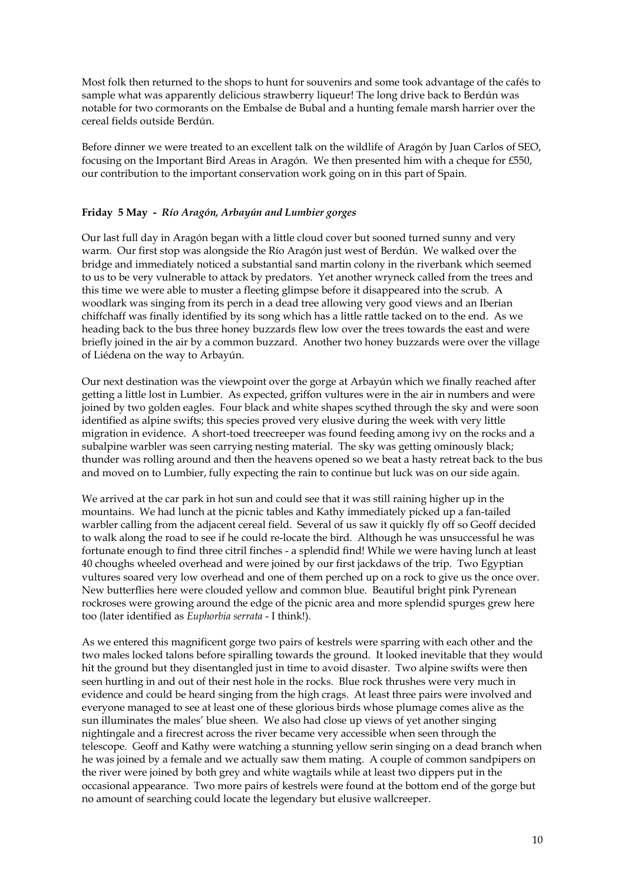Most folk then returned to the shops to hunt for souvenirs and some took advantage of the cafés to sample what was apparently delicious strawberry liqueur! The long drive back to Berdún was notable for two cormorants on the Embalse de Bubal and a hunting female marsh harrier over the cereal fields outside Berdún.

Before dinner we were treated to an excellent talk on the wildlife of Aragón by Juan Carlos of SEO, focusing on the Important Bird Areas in Aragón. We then presented him with a cheque for £550, our contribution to the important conservation work going on in this part of Spain.

**Friday 5 May -** ***Río Aragón, Arbayún and Lumbier gorges***

Our last full day in Aragón began with a little cloud cover but sooned turned sunny and very warm. Our first stop was alongside the Río Aragón just west of Berdún. We walked over the bridge and immediately noticed a substantial sand martin colony in the riverbank which seemed to us to be very vulnerable to attack by predators. Yet another wryneck called from the trees and this time we were able to muster a fleeting glimpse before it disappeared into the scrub. A woodlark was singing from its perch in a dead tree allowing very good views and an Iberian chiffchaff was finally identified by its song which has a little rattle tacked on to the end. As we heading back to the bus three honey buzzards flew low over the trees towards the east and were briefly joined in the air by a common buzzard. Another two honey buzzards were over the village of Liédena on the way to Arbayún.

Our next destination was the viewpoint over the gorge at Arbayún which we finally reached after getting a little lost in Lumbier. As expected, griffon vultures were in the air in numbers and were joined by two golden eagles. Four black and white shapes scythed through the sky and were soon identified as alpine swifts; this species proved very elusive during the week with very little migration in evidence. A short-toed treecreeper was found feeding among ivy on the rocks and a subalpine warbler was seen carrying nesting material. The sky was getting ominously black; thunder was rolling around and then the heavens opened so we beat a hasty retreat back to the bus and moved on to Lumbier, fully expecting the rain to continue but luck was on our side again.

We arrived at the car park in hot sun and could see that it was still raining higher up in the mountains. We had lunch at the picnic tables and Kathy immediately picked up a fan-tailed warbler calling from the adjacent cereal field. Several of us saw it quickly fly off so Geoff decided to walk along the road to see if he could re-locate the bird. Although he was unsuccessful he was fortunate enough to find three citril finches - a splendid find! While we were having lunch at least 40 choughs wheeled overhead and were joined by our first jackdaws of the trip. Two Egyptian vultures soared very low overhead and one of them perched up on a rock to give us the once over. New butterflies here were clouded yellow and common blue. Beautiful bright pink Pyrenean rockroses were growing around the edge of the picnic area and more splendid spurges grew here too (later identified as *Euphorbia serrata* - I think!).

As we entered this magnificent gorge two pairs of kestrels were sparring with each other and the two males locked talons before spiralling towards the ground. It looked inevitable that they would hit the ground but they disentangled just in time to avoid disaster. Two alpine swifts were then seen hurtling in and out of their nest hole in the rocks. Blue rock thrushes were very much in evidence and could be heard singing from the high crags. At least three pairs were involved and everyone managed to see at least one of these glorious birds whose plumage comes alive as the sun illuminates the males' blue sheen. We also had close up views of yet another singing nightingale and a firecrest across the river became very accessible when seen through the telescope. Geoff and Kathy were watching a stunning yellow serin singing on a dead branch when he was joined by a female and we actually saw them mating. A couple of common sandpipers on the river were joined by both grey and white wagtails while at least two dippers put in the occasional appearance. Two more pairs of kestrels were found at the bottom end of the gorge but no amount of searching could locate the legendary but elusive wallcreeper.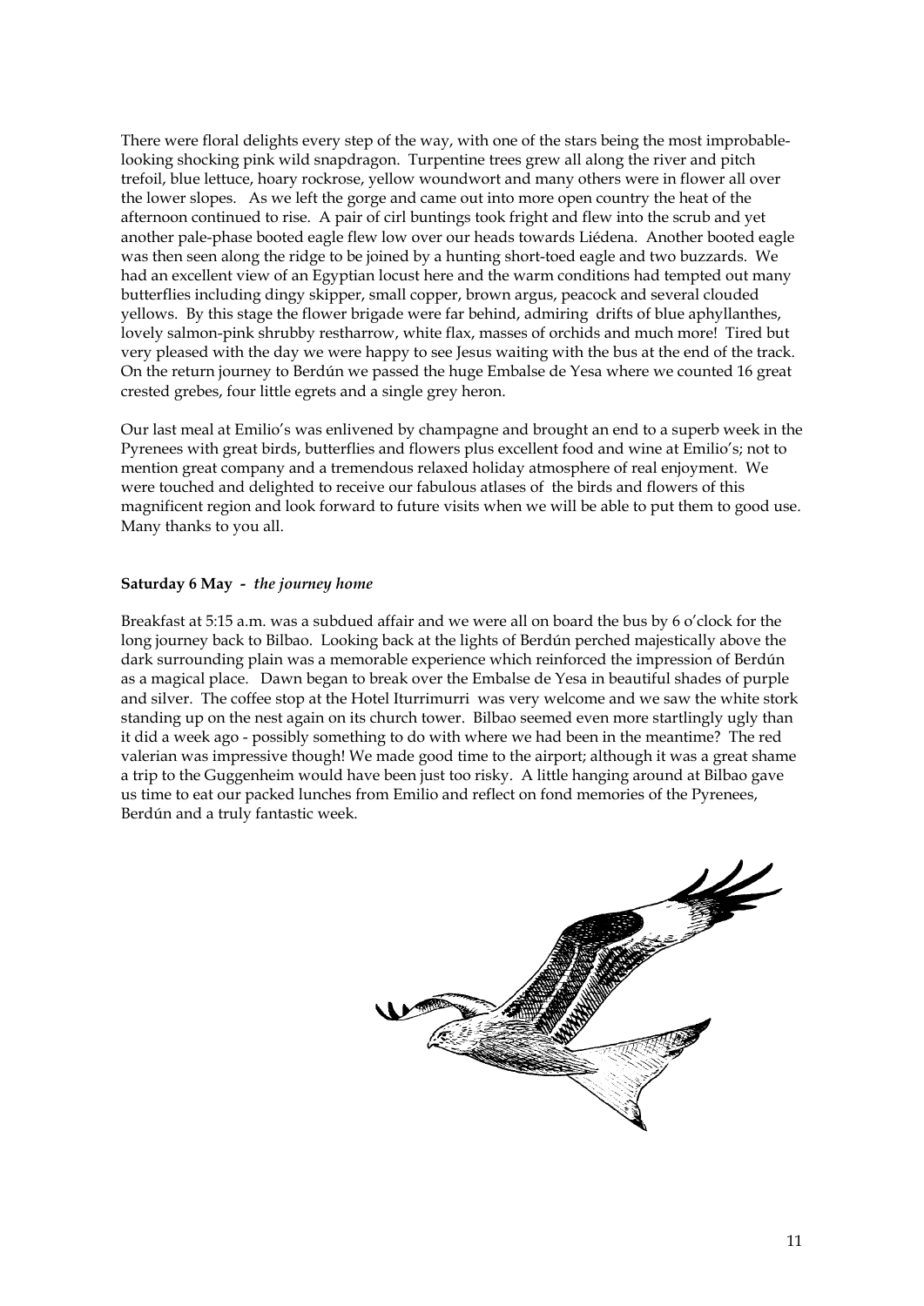There were floral delights every step of the way, with one of the stars being the most improbable-looking shocking pink wild snapdragon. Turpentine trees grew all along the river and pitch trefoil, blue lettuce, hoary rockrose, yellow woundwort and many others were in flower all over the lower slopes. As we left the gorge and came out into more open country the heat of the afternoon continued to rise. A pair of cirl buntings took fright and flew into the scrub and yet another pale-phase booted eagle flew low over our heads towards Liédena. Another booted eagle was then seen along the ridge to be joined by a hunting short-toed eagle and two buzzards. We had an excellent view of an Egyptian locust here and the warm conditions had tempted out many butterflies including dingy skipper, small copper, brown argus, peacock and several clouded yellows. By this stage the flower brigade were far behind, admiring drifts of blue aphyllanthes, lovely salmon-pink shrubby restharrow, white flax, masses of orchids and much more! Tired but very pleased with the day we were happy to see Jesus waiting with the bus at the end of the track. On the return journey to Berdún we passed the huge Embalse de Yesa where we counted 16 great crested grebes, four little egrets and a single grey heron.

Our last meal at Emilio's was enlivened by champagne and brought an end to a superb week in the Pyrenees with great birds, butterflies and flowers plus excellent food and wine at Emilio's; not to mention great company and a tremendous relaxed holiday atmosphere of real enjoyment. We were touched and delighted to receive our fabulous atlases of the birds and flowers of this magnificent region and look forward to future visits when we will be able to put them to good use. Many thanks to you all.

**Saturday 6 May -** ***the journey home***

Breakfast at 5:15 a.m. was a subdued affair and we were all on board the bus by 6 o'clock for the long journey back to Bilbao. Looking back at the lights of Berdún perched majestically above the dark surrounding plain was a memorable experience which reinforced the impression of Berdún as a magical place. Dawn began to break over the Embalse de Yesa in beautiful shades of purple and silver. The coffee stop at the Hotel Iturrimurri was very welcome and we saw the white stork standing up on the nest again on its church tower. Bilbao seemed even more startlingly ugly than it did a week ago - possibly something to do with where we had been in the meantime? The red valerian was impressive though! We made good time to the airport; although it was a great shame a trip to the Guggenheim would have been just too risky. A little hanging around at Bilbao gave us time to eat our packed lunches from Emilio and reflect on fond memories of the Pyrenees, Berdún and a truly fantastic week.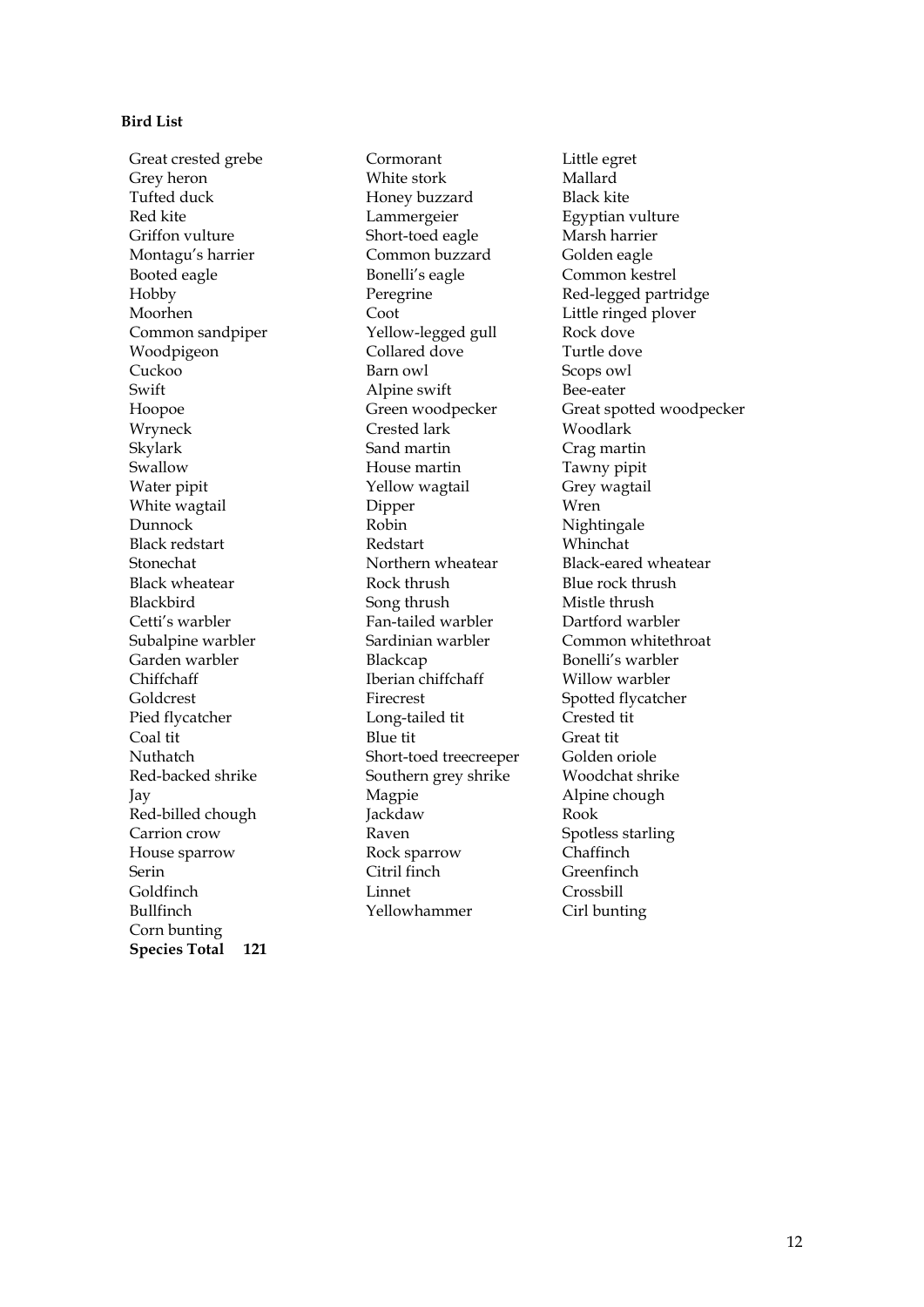**Bird List**

Great crested grebe
Grey heron
Tufted duck
Red kite
Griffon vulture
Montagu's harrier
Booted eagle
Hobby
Moorhen
Common sandpiper
Woodpigeon
Cuckoo
Swift
Hoopoe
Wryneck
Skylark
Swallow
Water pipit
White wagtail
Dunnock
Black redstart
Stonechat
Black wheatear
Blackbird
Cetti's warbler
Subalpine warbler
Garden warbler
Chiffchaff
Goldcrest
Pied flycatcher
Coal tit
Nuthatch
Red-backed shrike
Jay
Red-billed chough
Carrion crow
House sparrow
Serin
Goldfinch
Bullfinch
Corn bunting
Cormorant
White stork
Honey buzzard
Lammergeier
Short-toed eagle
Common buzzard
Bonelli's eagle
Peregrine
Coot
Yellow-legged gull
Collared dove
Barn owl
Alpine swift
Green woodpecker
Crested lark
Sand martin
House martin
Yellow wagtail
Dipper
Robin
Redstart
Northern wheatear
Rock thrush
Song thrush
Fan-tailed warbler
Sardinian warbler
Blackcap
Iberian chiffchaff
Firecrest
Long-tailed tit
Blue tit
Short-toed treecreeper
Southern grey shrike
Magpie
Jackdaw
Raven
Rock sparrow
Citril finch
Linnet
Yellowhammer
Little egret
Mallard
Black kite
Egyptian vulture
Marsh harrier
Golden eagle
Common kestrel
Red-legged partridge
Little ringed plover
Rock dove
Turtle dove
Scops owl
Bee-eater
Great spotted woodpecker
Woodlark
Crag martin
Tawny pipit
Grey wagtail
Wren
Nightingale
Whinchat
Black-eared wheatear
Blue rock thrush
Mistle thrush
Dartford warbler
Common whitethroat
Bonelli's warbler
Willow warbler
Spotted flycatcher
Crested tit
Great tit
Golden oriole
Woodchat shrike
Alpine chough
Rook
Spotless starling
Chaffinch
Greenfinch
Crossbill
Cirl bunting

**Species Total 121**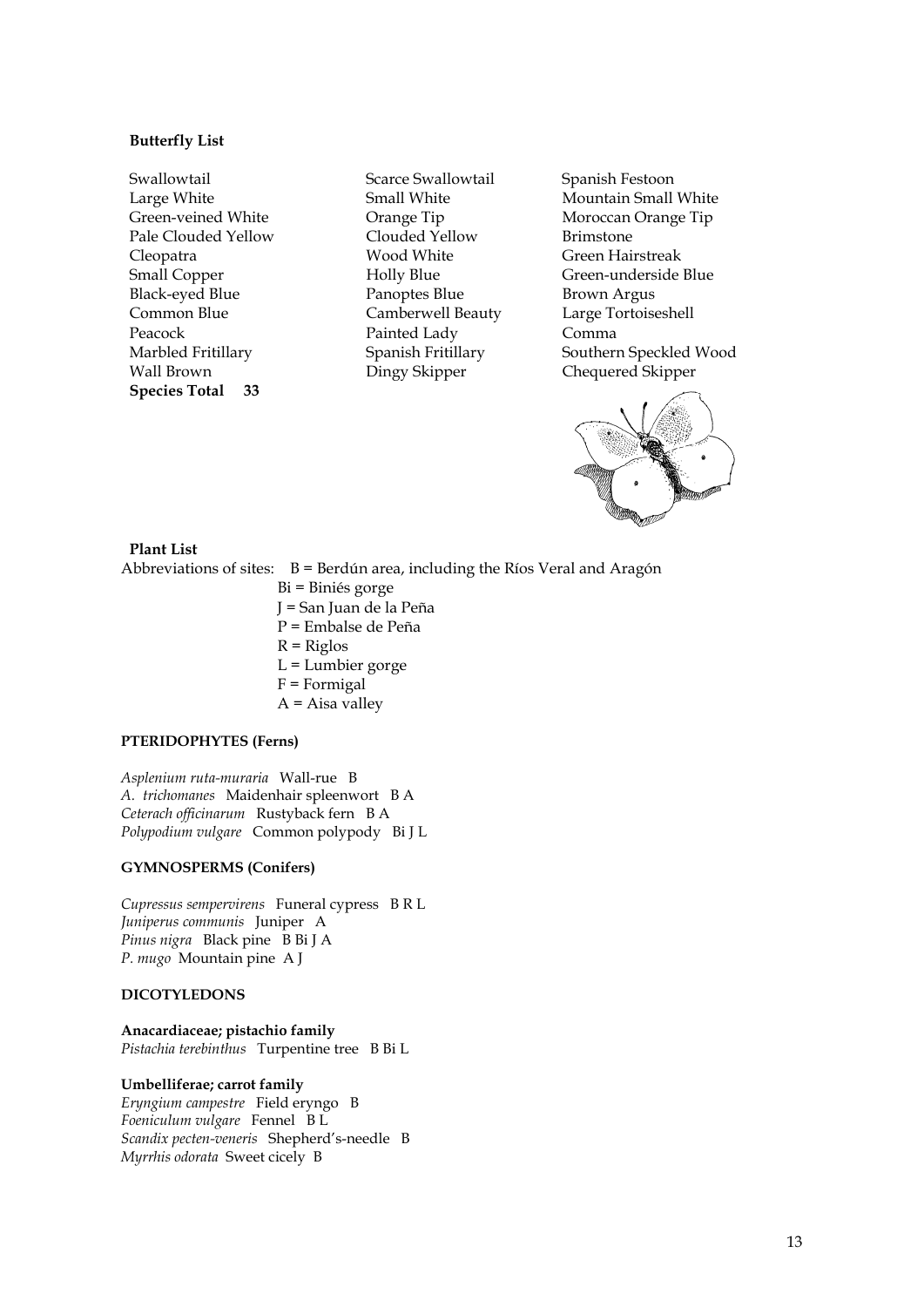**Butterfly List**

| | | |
|---|---|---|
| Swallowtail | Scarce Swallowtail | Spanish Festoon |
| Large White | Small White | Mountain Small White |
| Green-veined White | Orange Tip | Moroccan Orange Tip |
| Pale Clouded Yellow | Clouded Yellow | Brimstone |
| Cleopatra | Wood White | Green Hairstreak |
| Small Copper | Holly Blue | Green-underside Blue |
| Black-eyed Blue | Panoptes Blue | Brown Argus |
| Common Blue | Camberwell Beauty | Large Tortoiseshell |
| Peacock | Painted Lady | Comma |
| Marbled Fritillary | Spanish Fritillary | Southern Speckled Wood |
| Wall Brown | Dingy Skipper | Chequered Skipper |

**Species Total 33**

**Plant List**

Abbreviations of sites: B = Berdún area, including the Ríos Veral and Aragón
Bi = Biniés gorge
J = San Juan de la Peña
P = Embalse de Peña
R = Riglos
L = Lumbier gorge
F = Formigal
A = Aisa valley

**PTERIDOPHYTES (Ferns)**

*Asplenium ruta-muraria* Wall-rue B
*A. trichomanes* Maidenhair spleenwort B A
*Ceterach officinarum* Rustyback fern B A
*Polypodium vulgare* Common polypody Bi J L

**GYMNOSPERMS (Conifers)**

*Cupressus sempervirens* Funeral cypress B R L
*Juniperus communis* Juniper A
*Pinus nigra* Black pine B Bi J A
*P. mugo* Mountain pine A J

**DICOTYLEDONS**

**Anacardiaceae; pistachio family**
*Pistachia terebinthus* Turpentine tree B Bi L

**Umbelliferae; carrot family**
*Eryngium campestre* Field eryngo B
*Foeniculum vulgare* Fennel B L
*Scandix pecten-veneris* Shepherd's-needle B
*Myrrhis odorata* Sweet cicely B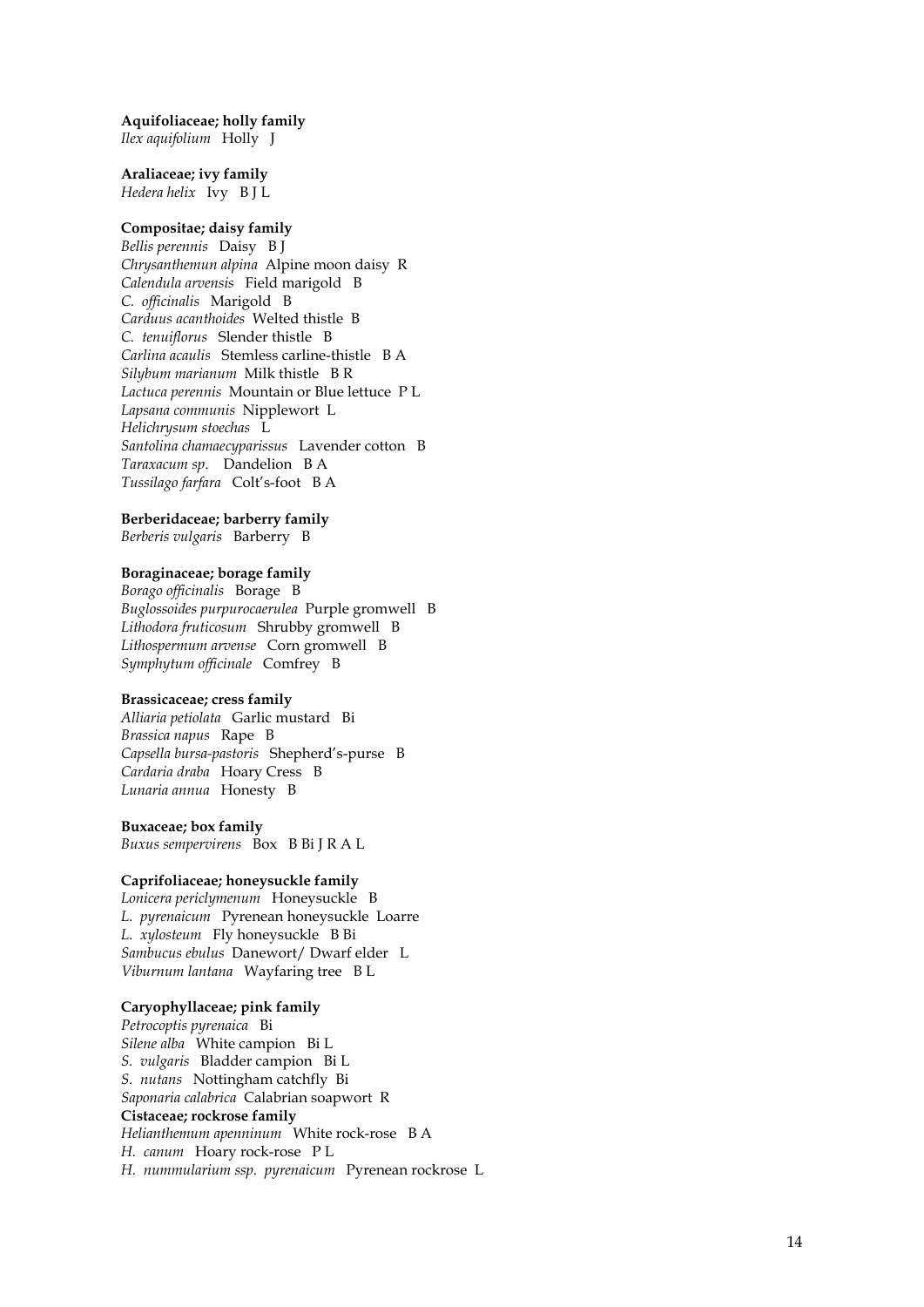**Aquifoliaceae; holly family**
*Ilex aquifolium* Holly J

**Araliaceae; ivy family**
*Hedera helix* Ivy B J L

**Compositae; daisy family**
*Bellis perennis* Daisy B J
*Chrysanthemun alpina* Alpine moon daisy R
*Calendula arvensis* Field marigold B
*C. officinalis* Marigold B
*Carduus acanthoides* Welted thistle B
*C. tenuiflorus* Slender thistle B
*Carlina acaulis* Stemless carline-thistle B A
*Silybum marianum* Milk thistle B R
*Lactuca perennis* Mountain or Blue lettuce P L
*Lapsana communis* Nipplewort L
*Helichrysum stoechas* L
*Santolina chamaecyparissus* Lavender cotton B
*Taraxacum sp*. Dandelion B A
*Tussilago farfara* Colt's-foot B A

**Berberidaceae; barberry family**
*Berberis vulgaris* Barberry B

**Boraginaceae; borage family**
*Borago officinalis* Borage B
*Buglossoides purpurocaerulea* Purple gromwell B
*Lithodora fruticosum* Shrubby gromwell B
*Lithospermum arvense* Corn gromwell B
*Symphytum officinale* Comfrey B

**Brassicaceae; cress family**
*Alliaria petiolata* Garlic mustard Bi
*Brassica napus* Rape B
*Capsella bursa-pastoris* Shepherd's-purse B
*Cardaria draba* Hoary Cress B
*Lunaria annua* Honesty B

**Buxaceae; box family**
*Buxus sempervirens* Box B Bi J R A L

**Caprifoliaceae; honeysuckle family**
*Lonicera periclymenum* Honeysuckle B
*L. pyrenaicum* Pyrenean honeysuckle Loarre
*L. xylosteum* Fly honeysuckle B Bi
*Sambucus ebulus* Danewort/ Dwarf elder L
*Viburnum lantana* Wayfaring tree B L

**Caryophyllaceae; pink family**
*Petrocoptis pyrenaica* Bi
*Silene alba* White campion Bi L
*S. vulgaris* Bladder campion Bi L
*S. nutans* Nottingham catchfly Bi
*Saponaria calabrica* Calabrian soapwort R

**Cistaceae; rockrose family**
*Helianthemum apenninum* White rock-rose B A
*H. canum* Hoary rock-rose P L
*H. nummularium ssp. pyrenaicum* Pyrenean rockrose L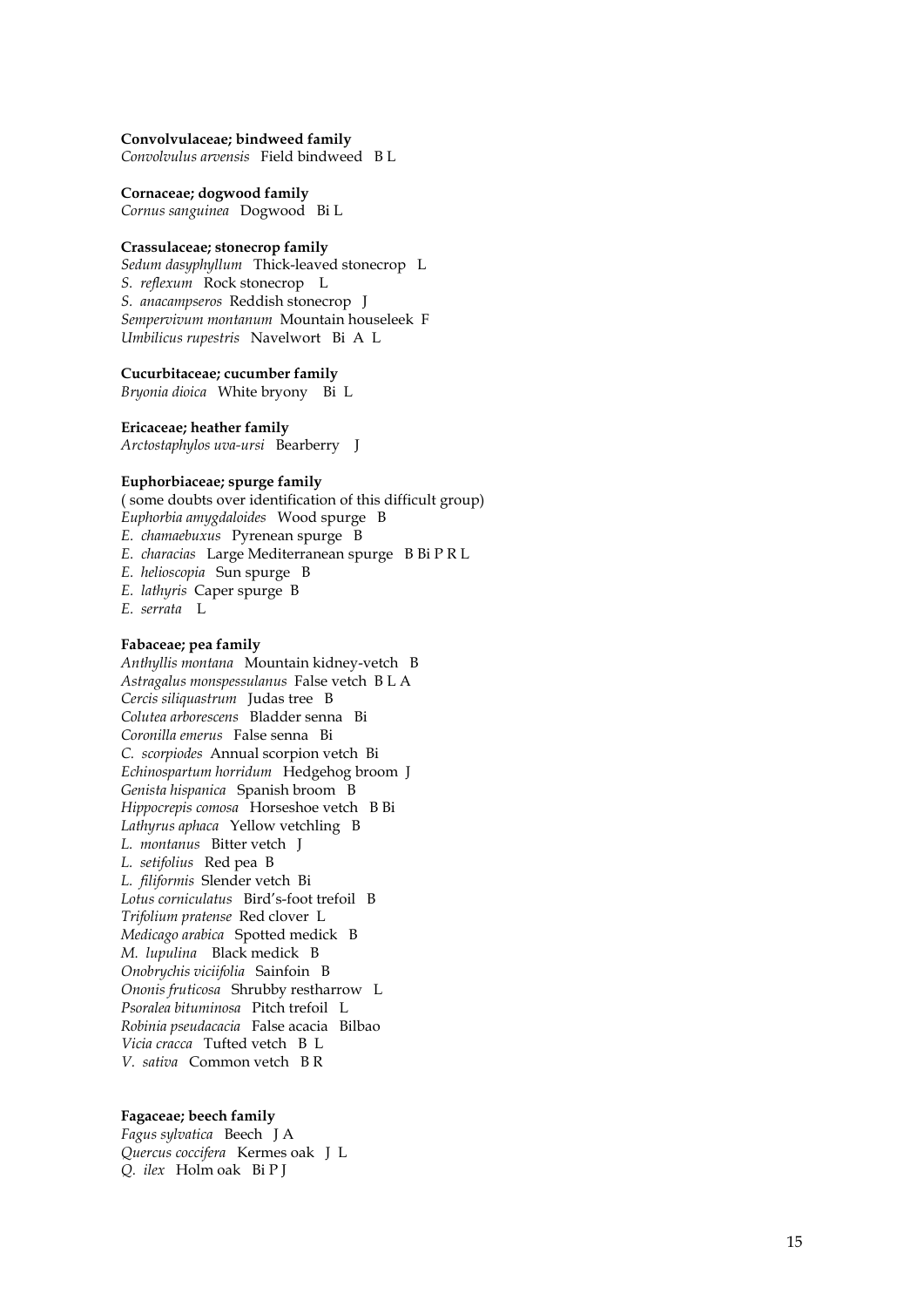**Convolvulaceae; bindweed family**
*Convolvulus arvensis* Field bindweed B L

**Cornaceae; dogwood family**
*Cornus sanguinea* Dogwood Bi L

**Crassulaceae; stonecrop family**
*Sedum dasyphyllum* Thick-leaved stonecrop L
*S. reflexum* Rock stonecrop L
*S. anacampseros* Reddish stonecrop J
*Sempervivum montanum* Mountain houseleek F
*Umbilicus rupestris* Navelwort Bi A L

**Cucurbitaceae; cucumber family**
*Bryonia dioica* White bryony Bi L

**Ericaceae; heather family**
*Arctostaphylos uva-ursi* Bearberry J

**Euphorbiaceae; spurge family**
( some doubts over identification of this difficult group)
*Euphorbia amygdaloides* Wood spurge B
*E. chamaebuxus* Pyrenean spurge B
*E. characias* Large Mediterranean spurge B Bi P R L
*E. helioscopia* Sun spurge B
*E. lathyris* Caper spurge B
*E. serrata* L

**Fabaceae; pea family**
*Anthyllis montana* Mountain kidney-vetch B
*Astragalus monspessulanus* False vetch B L A
*Cercis siliquastrum* Judas tree B
*Colutea arborescens* Bladder senna Bi
*Coronilla emerus* False senna Bi
*C. scorpiodes* Annual scorpion vetch Bi
*Echinospartum horridum* Hedgehog broom J
*Genista hispanica* Spanish broom B
*Hippocrepis comosa* Horseshoe vetch B Bi
*Lathyrus aphaca* Yellow vetchling B
*L. montanus* Bitter vetch J
*L. setifolius* Red pea B
*L. filiformis* Slender vetch Bi
*Lotus corniculatus* Bird's-foot trefoil B
*Trifolium pratense* Red clover L
*Medicago arabica* Spotted medick B
*M. lupulina* Black medick B
*Onobrychis viciifolia* Sainfoin B
*Ononis fruticosa* Shrubby restharrow L
*Psoralea bituminosa* Pitch trefoil L
*Robinia pseudacacia* False acacia Bilbao
*Vicia cracca* Tufted vetch B L
*V. sativa* Common vetch B R

**Fagaceae; beech family**
*Fagus sylvatica* Beech J A
*Quercus coccifera* Kermes oak J L
*Q. ilex* Holm oak Bi P J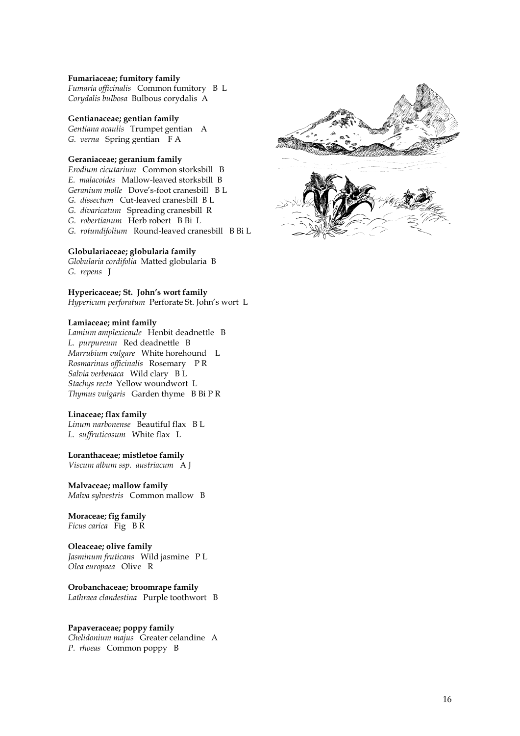**Fumariaceae; fumitory family**
*Fumaria officinalis* Common fumitory B L
*Corydalis bulbosa* Bulbous corydalis A

**Gentianaceae; gentian family**
*Gentiana acaulis* Trumpet gentian A
*G. verna* Spring gentian F A

**Geraniaceae; geranium family**
*Erodium cicutarium* Common storksbill B
*E. malacoides* Mallow-leaved storksbill B
*Geranium molle* Dove's-foot cranesbill B L
*G. dissectum* Cut-leaved cranesbill B L
*G. divaricatum* Spreading cranesbill R
*G. robertianum* Herb robert B Bi L
*G. rotundifolium* Round-leaved cranesbill B Bi L

**Globulariaceae; globularia family**
*Globularia cordifolia* Matted globularia B
*G. repens* J

**Hypericaceae; St. John's wort family**
*Hypericum perforatum* Perforate St. John's wort L

**Lamiaceae; mint family**
*Lamium amplexicaule* Henbit deadnettle B
*L. purpureum* Red deadnettle B
*Marrubium vulgare* White horehound L
*Rosmarinus officinalis* Rosemary P R
*Salvia verbenaca* Wild clary B L
*Stachys recta* Yellow woundwort L
*Thymus vulgaris* Garden thyme B Bi P R

**Linaceae; flax family**
*Linum narbonense* Beautiful flax B L
*L. suffruticosum* White flax L

**Loranthaceae; mistletoe family**
*Viscum album ssp. austriacum* A J

**Malvaceae; mallow family**
*Malva sylvestris* Common mallow B

**Moraceae; fig family**
*Ficus carica* Fig B R

**Oleaceae; olive family**
*Jasminum fruticans* Wild jasmine P L
*Olea europaea* Olive R

**Orobanchaceae; broomrape family**
*Lathraea clandestina* Purple toothwort B

**Papaveraceae; poppy family**
*Chelidonium majus* Greater celandine A
*P. rhoeas* Common poppy B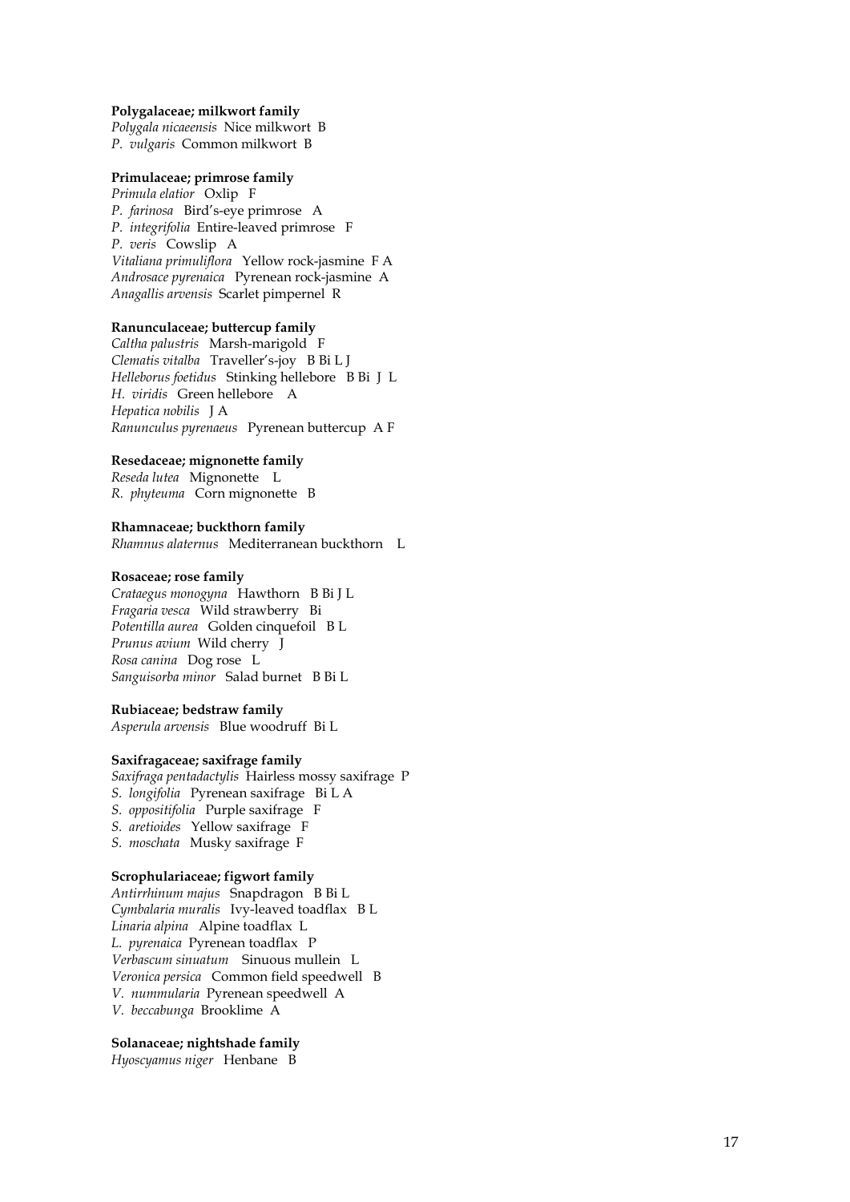**Polygalaceae; milkwort family**
*Polygala nicaeensis* Nice milkwort B
*P. vulgaris* Common milkwort B

**Primulaceae; primrose family**
*Primula elatior* Oxlip F
*P. farinosa* Bird's-eye primrose A
*P. integrifolia* Entire-leaved primrose F
*P. veris* Cowslip A
*Vitaliana primuliflora* Yellow rock-jasmine F A
*Androsace pyrenaica* Pyrenean rock-jasmine A
*Anagallis arvensis* Scarlet pimpernel R

**Ranunculaceae; buttercup family**
*Caltha palustris* Marsh-marigold F
*Clematis vitalba* Traveller's-joy B Bi L J
*Helleborus foetidus* Stinking hellebore B Bi J L
*H. viridis* Green hellebore A
*Hepatica nobilis* J A
*Ranunculus pyrenaeus* Pyrenean buttercup A F

**Resedaceae; mignonette family**
*Reseda lutea* Mignonette L
*R. phyteuma* Corn mignonette B

**Rhamnaceae; buckthorn family**
*Rhamnus alaternus* Mediterranean buckthorn L

**Rosaceae; rose family**
*Crataegus monogyna* Hawthorn B Bi J L
*Fragaria vesca* Wild strawberry Bi
*Potentilla aurea* Golden cinquefoil B L
*Prunus avium* Wild cherry J
*Rosa canina* Dog rose L
*Sanguisorba minor* Salad burnet B Bi L

**Rubiaceae; bedstraw family**
*Asperula arvensis* Blue woodruff Bi L

**Saxifragaceae; saxifrage family**
*Saxifraga pentadactylis* Hairless mossy saxifrage P
*S. longifolia* Pyrenean saxifrage Bi L A
*S. oppositifolia* Purple saxifrage F
*S. aretioides* Yellow saxifrage F
*S. moschata* Musky saxifrage F

**Scrophulariaceae; figwort family**
*Antirrhinum majus* Snapdragon B Bi L
*Cymbalaria muralis* Ivy-leaved toadflax B L
*Linaria alpina* Alpine toadflax L
*L. pyrenaica* Pyrenean toadflax P
*Verbascum sinuatum* Sinuous mullein L
*Veronica persica* Common field speedwell B
*V. nummularia* Pyrenean speedwell A
*V. beccabunga* Brooklime A

**Solanaceae; nightshade family**
*Hyoscyamus niger* Henbane B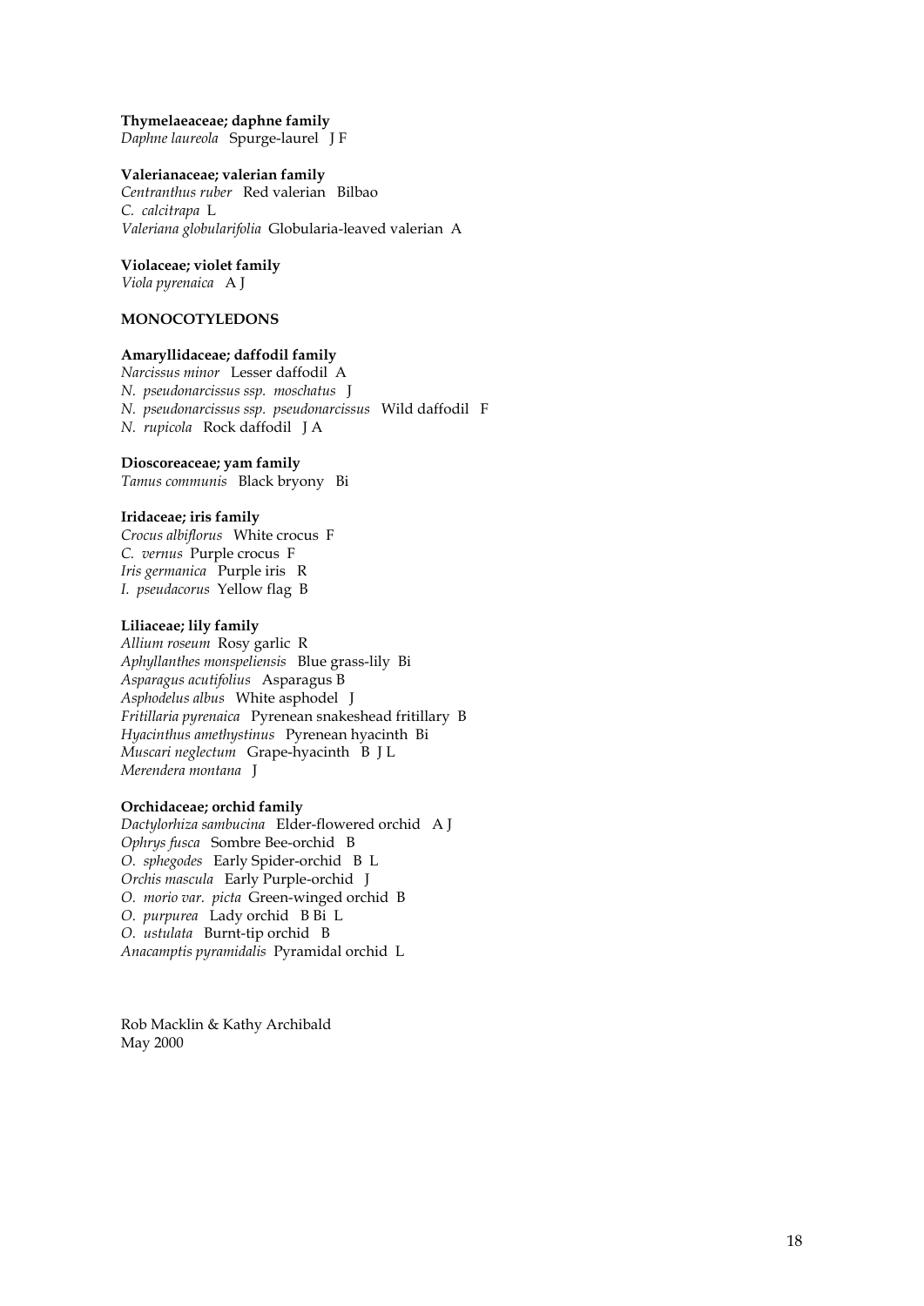**Thymelaeaceae; daphne family**
*Daphne laureola* Spurge-laurel J F

**Valerianaceae; valerian family**
*Centranthus ruber* Red valerian Bilbao
*C. calcitrapa* L
*Valeriana globularifolia* Globularia-leaved valerian A

**Violaceae; violet family**
*Viola pyrenaica* A J

**MONOCOTYLEDONS**

**Amaryllidaceae; daffodil family**
*Narcissus minor* Lesser daffodil A
*N. pseudonarcissus ssp. moschatus* J
*N. pseudonarcissus ssp. pseudonarcissus* Wild daffodil F
*N. rupicola* Rock daffodil J A

**Dioscoreaceae; yam family**
*Tamus communis* Black bryony Bi

**Iridaceae; iris family**
*Crocus albiflorus* White crocus F
*C. vernus* Purple crocus F
*Iris germanica* Purple iris R
*I. pseudacorus* Yellow flag B

**Liliaceae; lily family**
*Allium roseum* Rosy garlic R
*Aphyllanthes monspeliensis* Blue grass-lily Bi
*Asparagus acutifolius* Asparagus B
*Asphodelus albus* White asphodel J
*Fritillaria pyrenaica* Pyrenean snakeshead fritillary B
*Hyacinthus amethystinus* Pyrenean hyacinth Bi
*Muscari neglectum* Grape-hyacinth B J L
*Merendera montana* J

**Orchidaceae; orchid family**
*Dactylorhiza sambucina* Elder-flowered orchid A J
*Ophrys fusca* Sombre Bee-orchid B
*O. sphegodes* Early Spider-orchid B L
*Orchis mascula* Early Purple-orchid J
*O. morio var. picta* Green-winged orchid B
*O. purpurea* Lady orchid B Bi L
*O. ustulata* Burnt-tip orchid B
*Anacamptis pyramidalis* Pyramidal orchid L

Rob Macklin & Kathy Archibald
May 2000